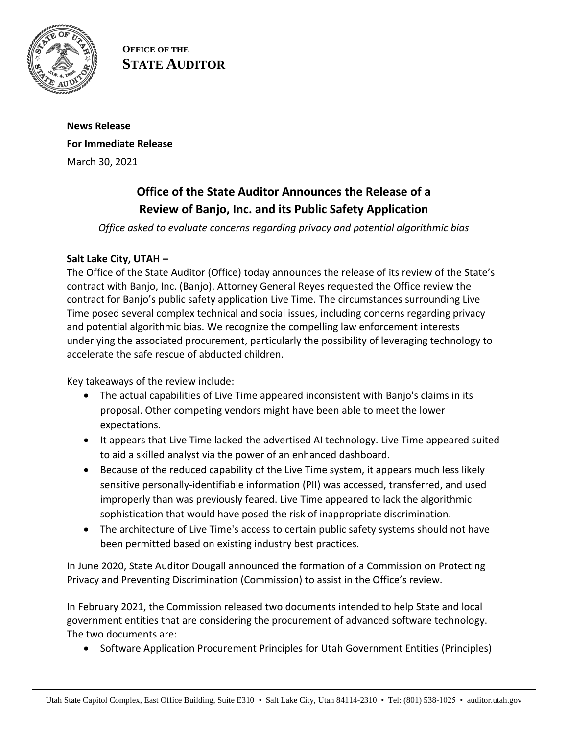**OFFICE OF THE STATE AUDITOR**

**News Release**

**For Immediate Release**

March 30, 2021

## Office of the State Auditor Announces the Release of a Review of Banjo, Inc. and its Public Safety Application

*Office asked to evaluate concerns regarding privacy and potential algorithmic bias*

**Salt Lake City, UTAH –**

The Office of the State Auditor (Office) today announces the release of its review of the State's contract with Banjo, Inc. (Banjo). Attorney General Reyes requested the Office review the contract for Banjo's public safety application Live Time. The circumstances surrounding Live Time posed several complex technical and social issues, including concerns regarding privacy and potential algorithmic bias. We recognize the compelling law enforcement interests underlying the associated procurement, particularly the possibility of leveraging technology to accelerate the safe rescue of abducted children.

Key takeaways of the review include:

- The actual capabilities of Live Time appeared inconsistent with Banjo's claims in its proposal. Other competing vendors might have been able to meet the lower expectations.
- It appears that Live Time lacked the advertised AI technology. Live Time appeared suited to aid a skilled analyst via the power of an enhanced dashboard.
- Because of the reduced capability of the Live Time system, it appears much less likely sensitive personally-identifiable information (PII) was accessed, transferred, and used improperly than was previously feared. Live Time appeared to lack the algorithmic sophistication that would have posed the risk of inappropriate discrimination.
- The architecture of Live Time's access to certain public safety systems should not have been permitted based on existing industry best practices.

In June 2020, State Auditor Dougall announced the formation of a Commission on Protecting Privacy and Preventing Discrimination (Commission) to assist in the Office's review.

In February 2021, the Commission released two documents intended to help State and local government entities that are considering the procurement of advanced software technology. The two documents are:

- Software Application Procurement Principles for Utah Government Entities (Principles)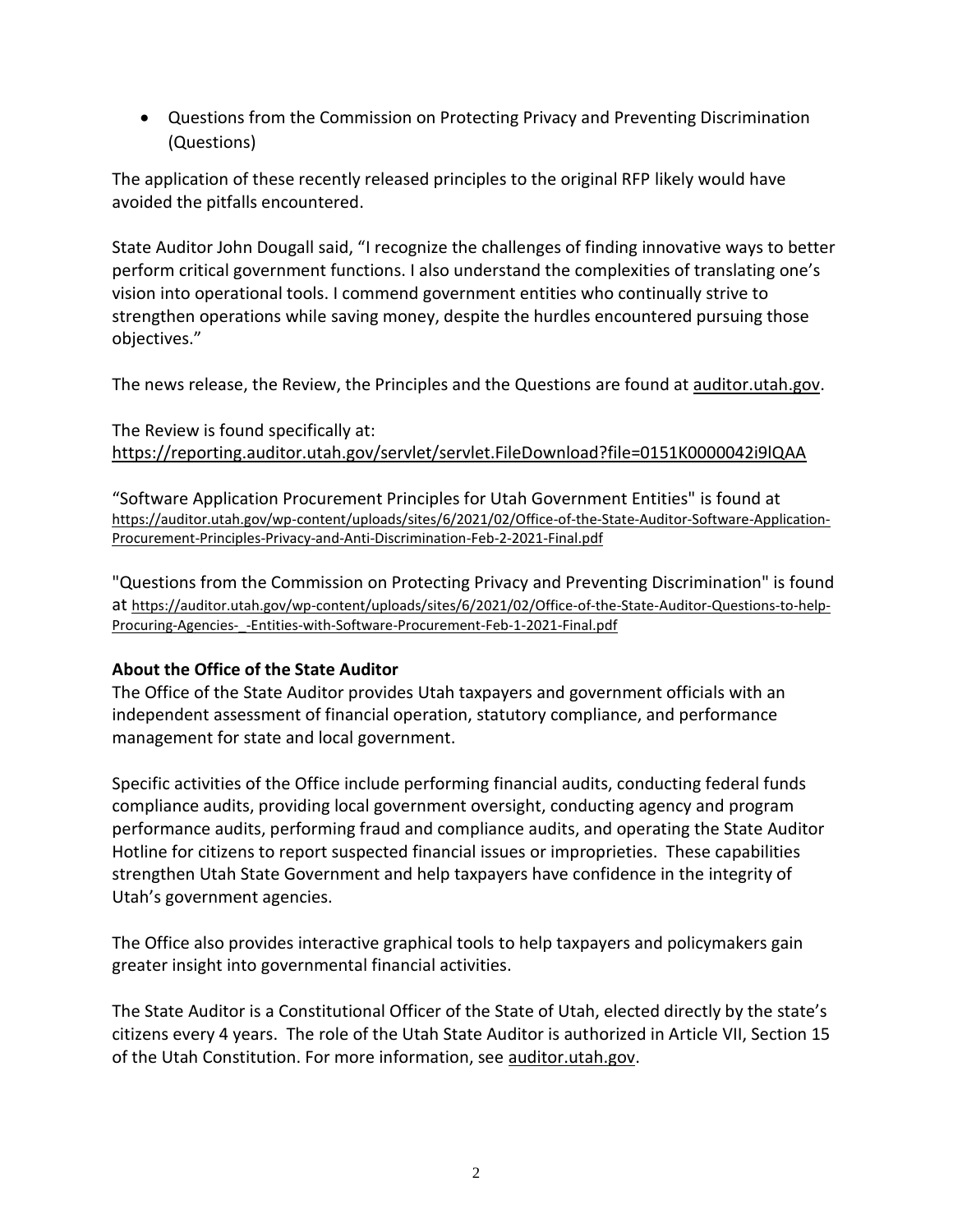- Questions from the Commission on Protecting Privacy and Preventing Discrimination (Questions)

The application of these recently released principles to the original RFP likely would have avoided the pitfalls encountered.

State Auditor John Dougall said, "I recognize the challenges of finding innovative ways to better perform critical government functions. I also understand the complexities of translating one's vision into operational tools. I commend government entities who continually strive to strengthen operations while saving money, despite the hurdles encountered pursuing those objectives."

The news release, the Review, the Principles and the Questions are found at auditor.utah.gov.

The Review is found specifically at:
https://reporting.auditor.utah.gov/servlet/servlet.FileDownload?file=0151K0000042i9lQAA

"Software Application Procurement Principles for Utah Government Entities" is found at https://auditor.utah.gov/wp-content/uploads/sites/6/2021/02/Office-of-the-State-Auditor-Software-Application-Procurement-Principles-Privacy-and-Anti-Discrimination-Feb-2-2021-Final.pdf

"Questions from the Commission on Protecting Privacy and Preventing Discrimination" is found at https://auditor.utah.gov/wp-content/uploads/sites/6/2021/02/Office-of-the-State-Auditor-Questions-to-help-Procuring-Agencies-_-Entities-with-Software-Procurement-Feb-1-2021-Final.pdf

**About the Office of the State Auditor**

The Office of the State Auditor provides Utah taxpayers and government officials with an independent assessment of financial operation, statutory compliance, and performance management for state and local government.

Specific activities of the Office include performing financial audits, conducting federal funds compliance audits, providing local government oversight, conducting agency and program performance audits, performing fraud and compliance audits, and operating the State Auditor Hotline for citizens to report suspected financial issues or improprieties. These capabilities strengthen Utah State Government and help taxpayers have confidence in the integrity of Utah's government agencies.

The Office also provides interactive graphical tools to help taxpayers and policymakers gain greater insight into governmental financial activities.

The State Auditor is a Constitutional Officer of the State of Utah, elected directly by the state's citizens every 4 years. The role of the Utah State Auditor is authorized in Article VII, Section 15 of the Utah Constitution. For more information, see auditor.utah.gov.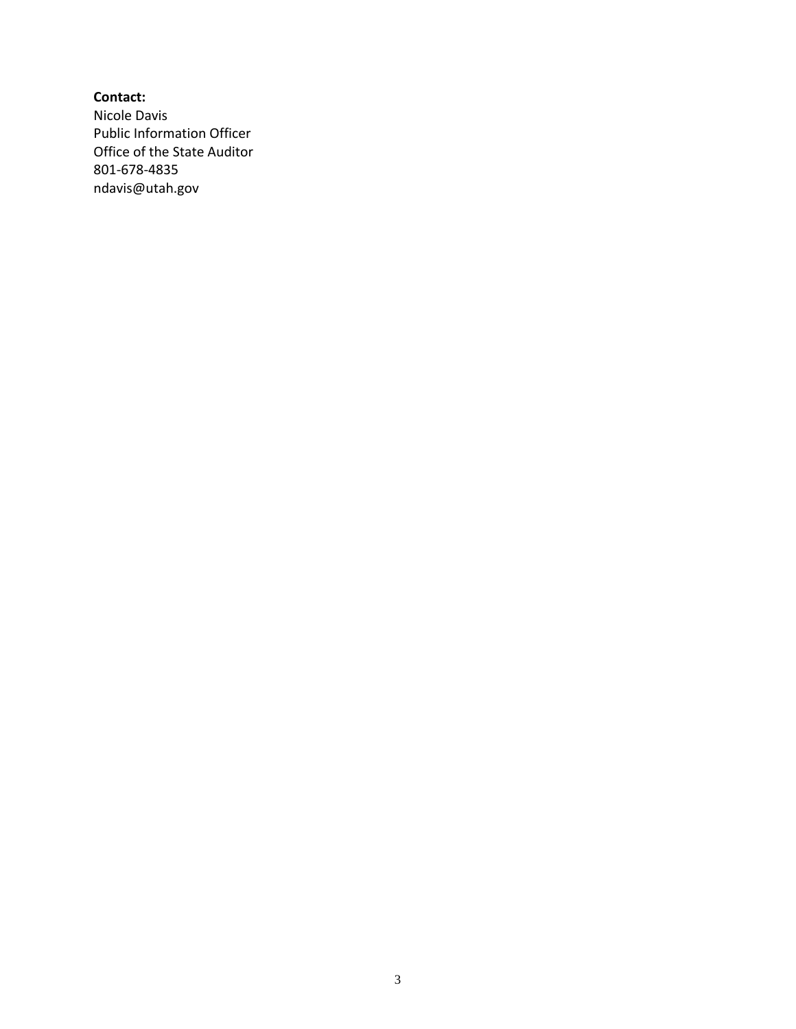**Contact:**
Nicole Davis
Public Information Officer
Office of the State Auditor
801-678-4835
ndavis@utah.gov